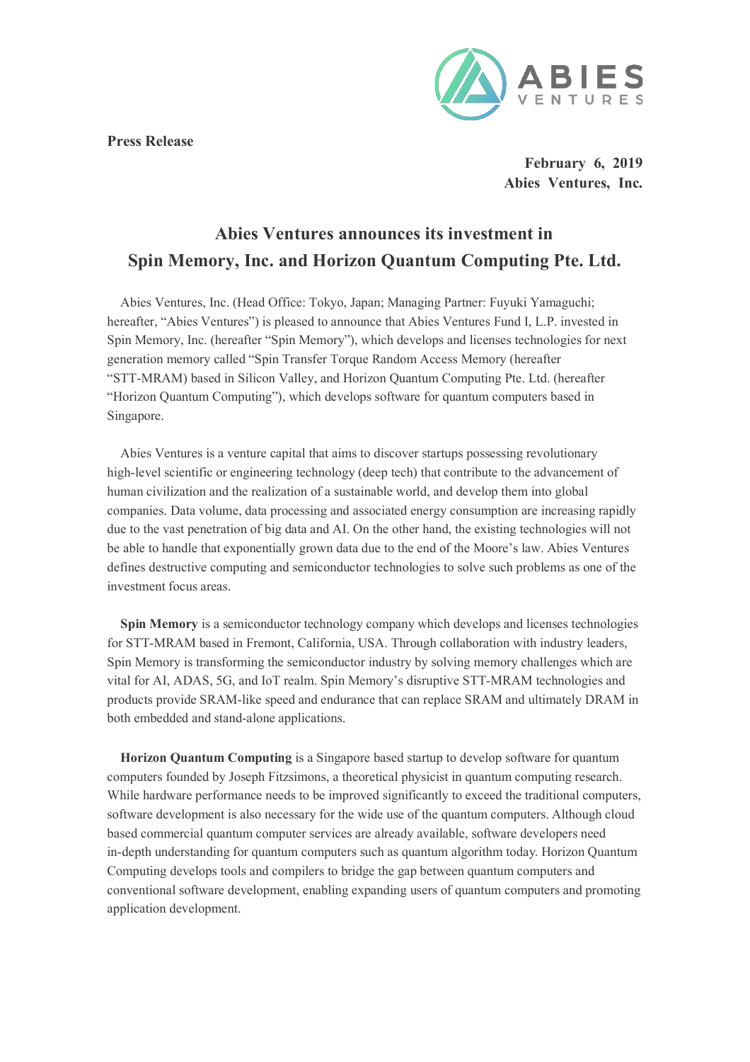**Press Release**

**February 6, 2019**
**Abies Ventures, Inc.**

# Abies Ventures announces its investment in Spin Memory, Inc. and Horizon Quantum Computing Pte. Ltd.

Abies Ventures, Inc. (Head Office: Tokyo, Japan; Managing Partner: Fuyuki Yamaguchi; hereafter, "Abies Ventures") is pleased to announce that Abies Ventures Fund I, L.P. invested in Spin Memory, Inc. (hereafter "Spin Memory"), which develops and licenses technologies for next generation memory called "Spin Transfer Torque Random Access Memory (hereafter "STT-MRAM) based in Silicon Valley, and Horizon Quantum Computing Pte. Ltd. (hereafter "Horizon Quantum Computing"), which develops software for quantum computers based in Singapore.

Abies Ventures is a venture capital that aims to discover startups possessing revolutionary high-level scientific or engineering technology (deep tech) that contribute to the advancement of human civilization and the realization of a sustainable world, and develop them into global companies. Data volume, data processing and associated energy consumption are increasing rapidly due to the vast penetration of big data and AI. On the other hand, the existing technologies will not be able to handle that exponentially grown data due to the end of the Moore's law. Abies Ventures defines destructive computing and semiconductor technologies to solve such problems as one of the investment focus areas.

**Spin Memory** is a semiconductor technology company which develops and licenses technologies for STT-MRAM based in Fremont, California, USA. Through collaboration with industry leaders, Spin Memory is transforming the semiconductor industry by solving memory challenges which are vital for AI, ADAS, 5G, and IoT realm. Spin Memory's disruptive STT-MRAM technologies and products provide SRAM-like speed and endurance that can replace SRAM and ultimately DRAM in both embedded and stand-alone applications.

**Horizon Quantum Computing** is a Singapore based startup to develop software for quantum computers founded by Joseph Fitzsimons, a theoretical physicist in quantum computing research. While hardware performance needs to be improved significantly to exceed the traditional computers, software development is also necessary for the wide use of the quantum computers. Although cloud based commercial quantum computer services are already available, software developers need in-depth understanding for quantum computers such as quantum algorithm today. Horizon Quantum Computing develops tools and compilers to bridge the gap between quantum computers and conventional software development, enabling expanding users of quantum computers and promoting application development.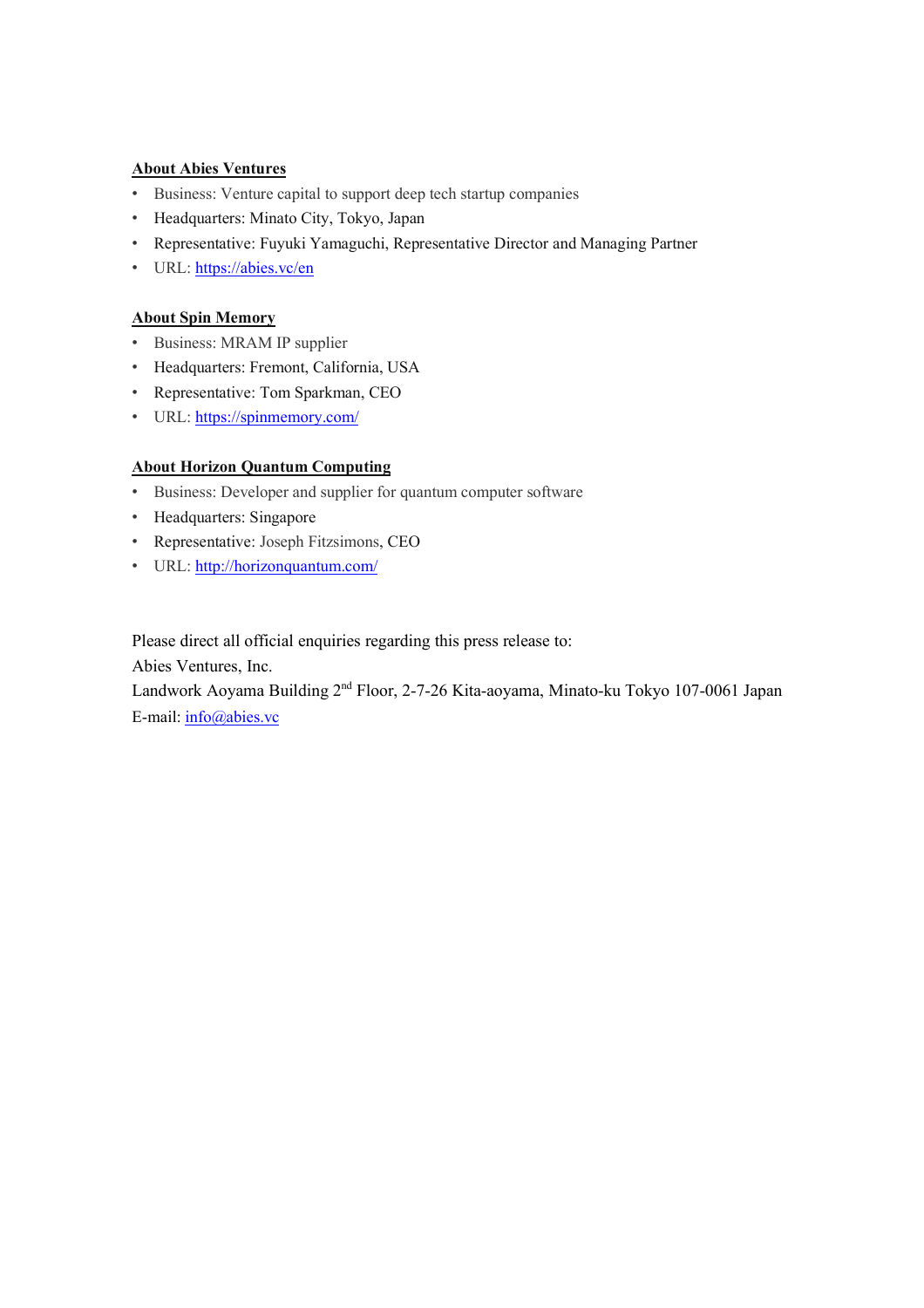**About Abies Ventures**

- Business: Venture capital to support deep tech startup companies
- Headquarters: Minato City, Tokyo, Japan
- Representative: Fuyuki Yamaguchi, Representative Director and Managing Partner
- URL: https://abies.vc/en

**About Spin Memory**

- Business: MRAM IP supplier
- Headquarters: Fremont, California, USA
- Representative: Tom Sparkman, CEO
- URL: https://spinmemory.com/

**About Horizon Quantum Computing**

- Business: Developer and supplier for quantum computer software
- Headquarters: Singapore
- Representative: Joseph Fitzsimons, CEO
- URL: http://horizonquantum.com/

Please direct all official enquiries regarding this press release to:
Abies Ventures, Inc.
Landwork Aoyama Building 2nd Floor, 2-7-26 Kita-aoyama, Minato-ku Tokyo 107-0061 Japan
E-mail: info@abies.vc